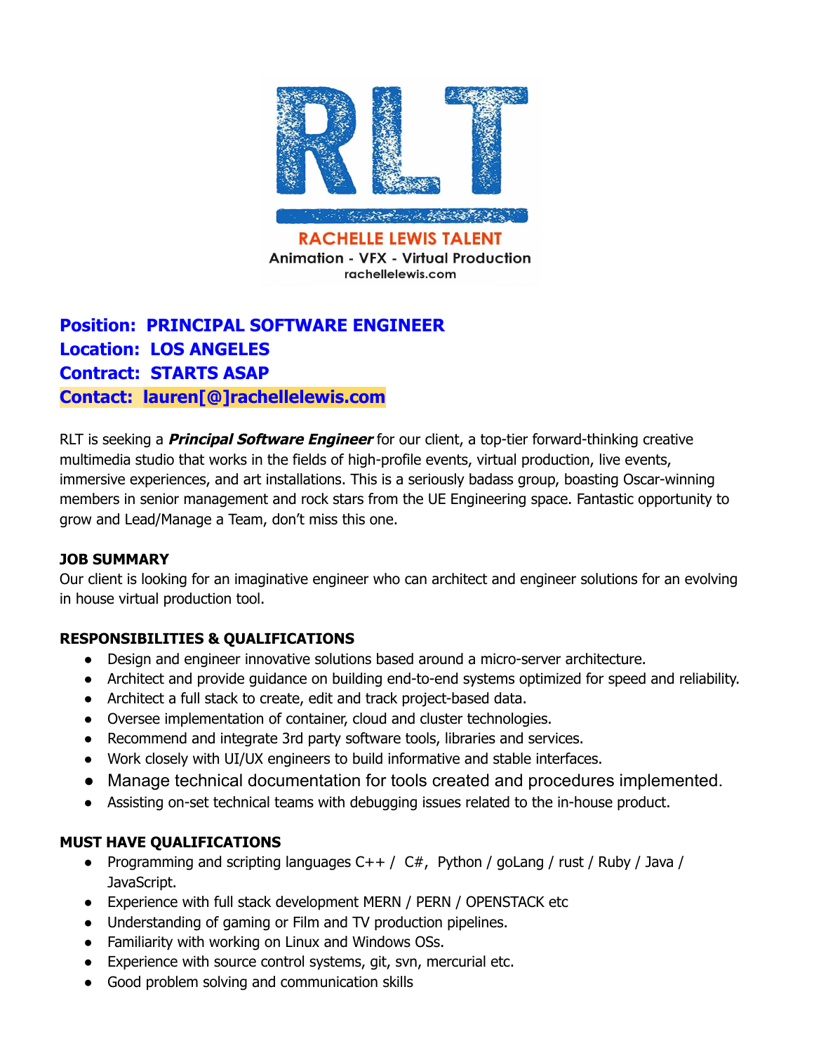RACHELLE LEWIS TALENT

Animation - VFX - Virtual Production

rachellelewis.com

**Position: PRINCIPAL SOFTWARE ENGINEER**
**Location: LOS ANGELES**
**Contract: STARTS ASAP**
**Contact: lauren[@]rachellelewis.com**

RLT is seeking a ***Principal Software Engineer*** for our client, a top-tier forward-thinking creative multimedia studio that works in the fields of high-profile events, virtual production, live events, immersive experiences, and art installations. This is a seriously badass group, boasting Oscar-winning members in senior management and rock stars from the UE Engineering space. Fantastic opportunity to grow and Lead/Manage a Team, don't miss this one.

**JOB SUMMARY**

Our client is looking for an imaginative engineer who can architect and engineer solutions for an evolving in house virtual production tool.

**RESPONSIBILITIES & QUALIFICATIONS**

- Design and engineer innovative solutions based around a micro-server architecture.
- Architect and provide guidance on building end-to-end systems optimized for speed and reliability.
- Architect a full stack to create, edit and track project-based data.
- Oversee implementation of container, cloud and cluster technologies.
- Recommend and integrate 3rd party software tools, libraries and services.
- Work closely with UI/UX engineers to build informative and stable interfaces.
- Manage technical documentation for tools created and procedures implemented.
- Assisting on-set technical teams with debugging issues related to the in-house product.

**MUST HAVE QUALIFICATIONS**

- Programming and scripting languages C++ / C#, Python / goLang / rust / Ruby / Java / JavaScript.
- Experience with full stack development MERN / PERN / OPENSTACK etc
- Understanding of gaming or Film and TV production pipelines.
- Familiarity with working on Linux and Windows OSs.
- Experience with source control systems, git, svn, mercurial etc.
- Good problem solving and communication skills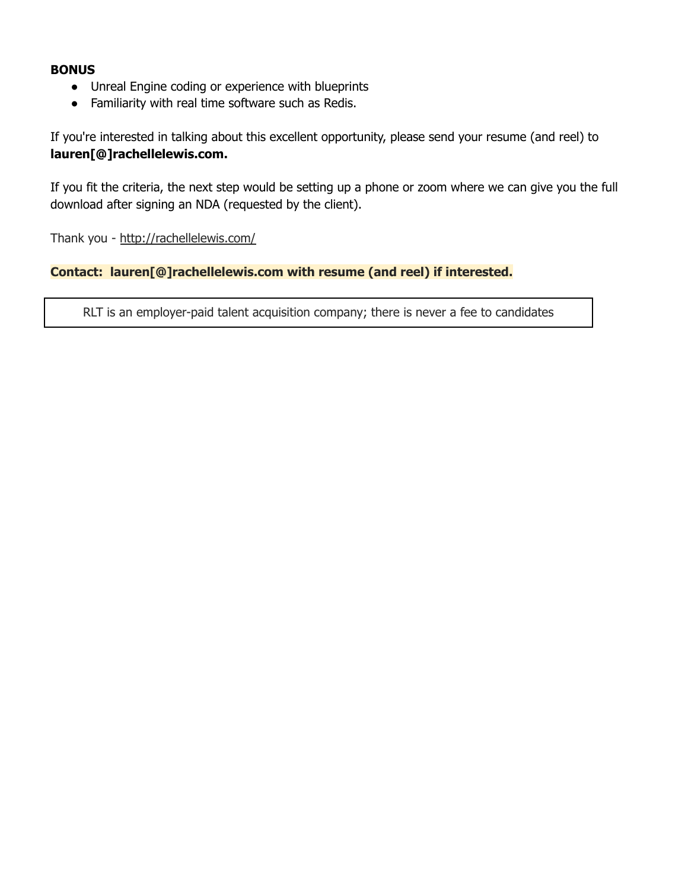**BONUS**

- Unreal Engine coding or experience with blueprints
- Familiarity with real time software such as Redis.

If you're interested in talking about this excellent opportunity, please send your resume (and reel) to **lauren[@]rachellelewis.com.**

If you fit the criteria, the next step would be setting up a phone or zoom where we can give you the full download after signing an NDA (requested by the client).

Thank you - http://rachellelewis.com/

**Contact: lauren[@]rachellelewis.com with resume (and reel) if interested.**

RLT is an employer-paid talent acquisition company; there is never a fee to candidates